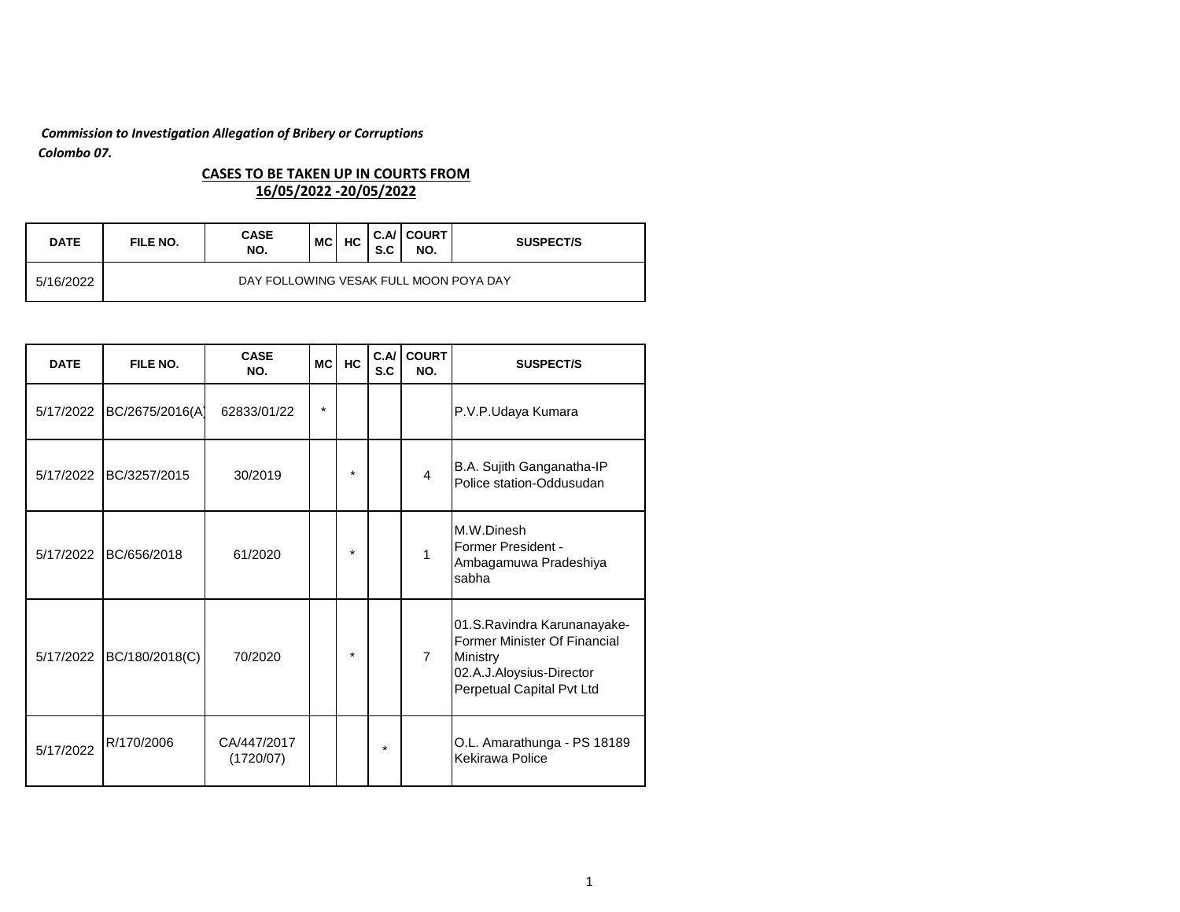*Commission to Investigation Allegation of Bribery or Corruptions*
*Colombo 07.*

**CASES TO BE TAKEN UP IN COURTS FROM**
**16/05/2022 -20/05/2022**

| DATE | FILE NO. | CASE NO. | MC | HC | C.A/ S.C | COURT NO. | SUSPECT/S |
|---|---|---|---|---|---|---|---|
| 5/16/2022 | DAY FOLLOWING VESAK FULL MOON POYA DAY | | | | | | |

| DATE | FILE NO. | CASE NO. | MC | HC | C.A/ S.C | COURT NO. | SUSPECT/S |
|---|---|---|---|---|---|---|---|
| 5/17/2022 | BC/2675/2016(A) | 62833/01/22 | * | | | | P.V.P.Udaya Kumara |
| 5/17/2022 | BC/3257/2015 | 30/2019 | | * | | 4 | B.A. Sujith Ganganatha-IP Police station-Oddusudan |
| 5/17/2022 | BC/656/2018 | 61/2020 | | * | | 1 | M.W.Dinesh Former President - Ambagamuwa Pradeshiya sabha |
| 5/17/2022 | BC/180/2018(C) | 70/2020 | | * | | 7 | 01.S.Ravindra Karunanayake-Former Minister Of Financial Ministry 02.A.J.Aloysius-Director Perpetual Capital Pvt Ltd |
| 5/17/2022 | R/170/2006 | CA/447/2017 (1720/07) | | | * | | O.L. Amarathunga - PS 18189 Kekirawa Police |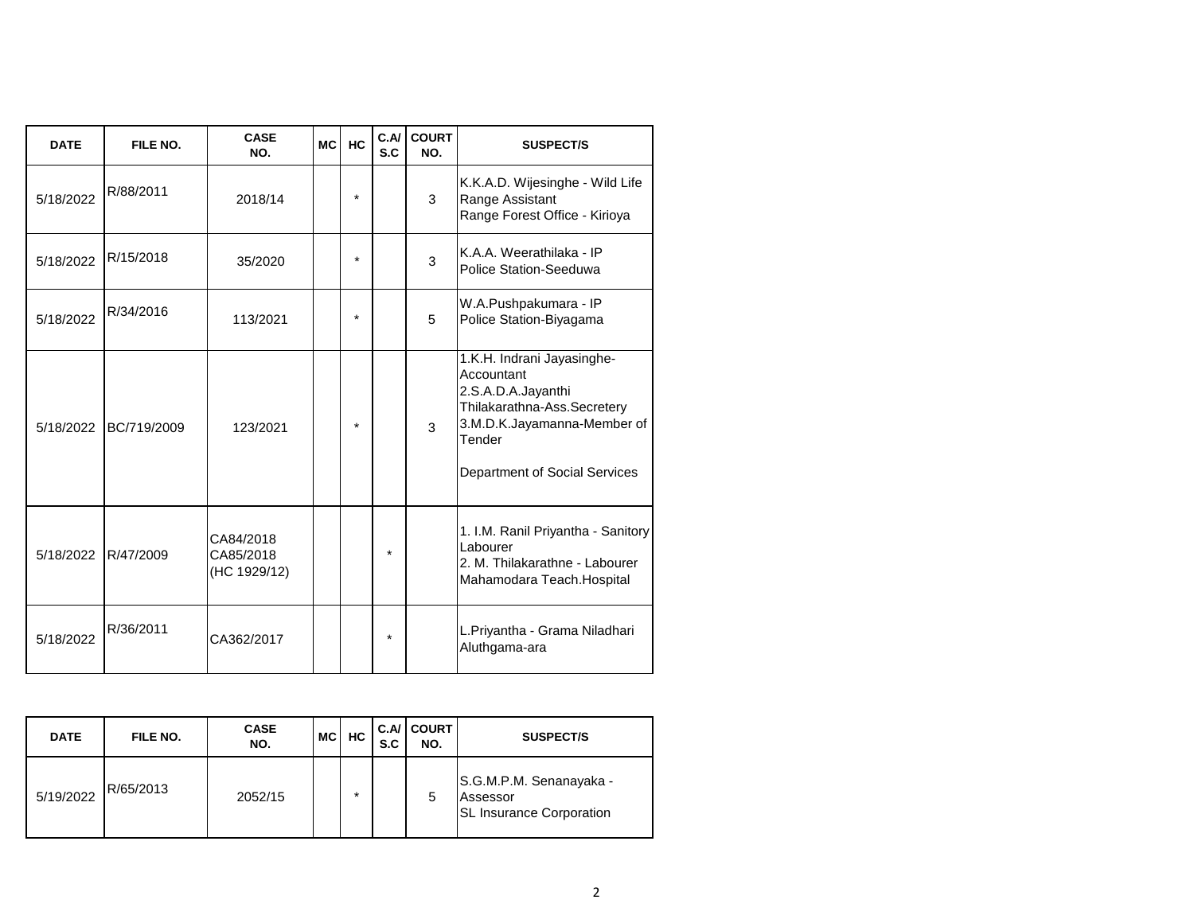| DATE | FILE NO. | CASE NO. | MC | HC | C.A/ S.C | COURT NO. | SUSPECT/S |
|---|---|---|---|---|---|---|---|
| 5/18/2022 | R/88/2011 | 2018/14 | | * | | 3 | K.K.A.D. Wijesinghe - Wild Life Range Assistant<br>Range Forest Office - Kirioya |
| 5/18/2022 | R/15/2018 | 35/2020 | | * | | 3 | K.A.A. Weerathilaka - IP<br>Police Station-Seeduwa |
| 5/18/2022 | R/34/2016 | 113/2021 | | * | | 5 | W.A.Pushpakumara - IP<br>Police Station-Biyagama |
| 5/18/2022 | BC/719/2009 | 123/2021 | | * | | 3 | 1.K.H. Indrani Jayasinghe-Accountant<br>2.S.A.D.A.Jayanthi Thilakarathna-Ass.Secretery<br>3.M.D.K.Jayamanna-Member of Tender<br><br>Department of Social Services |
| 5/18/2022 | R/47/2009 | CA84/2018<br>CA85/2018<br>(HC 1929/12) | | | * | | 1. I.M. Ranil Priyantha - Sanitory Labourer<br>2. M. Thilakarathne - Labourer<br>Mahamodara Teach.Hospital |
| 5/18/2022 | R/36/2011 | CA362/2017 | | | * | | L.Priyantha - Grama Niladhari<br>Aluthgama-ara |

| DATE | FILE NO. | CASE NO. | MC | HC | C.A/ S.C | COURT NO. | SUSPECT/S |
|---|---|---|---|---|---|---|---|
| 5/19/2022 | R/65/2013 | 2052/15 | | * | | 5 | S.G.M.P.M. Senanayaka - Assessor<br>SL Insurance Corporation |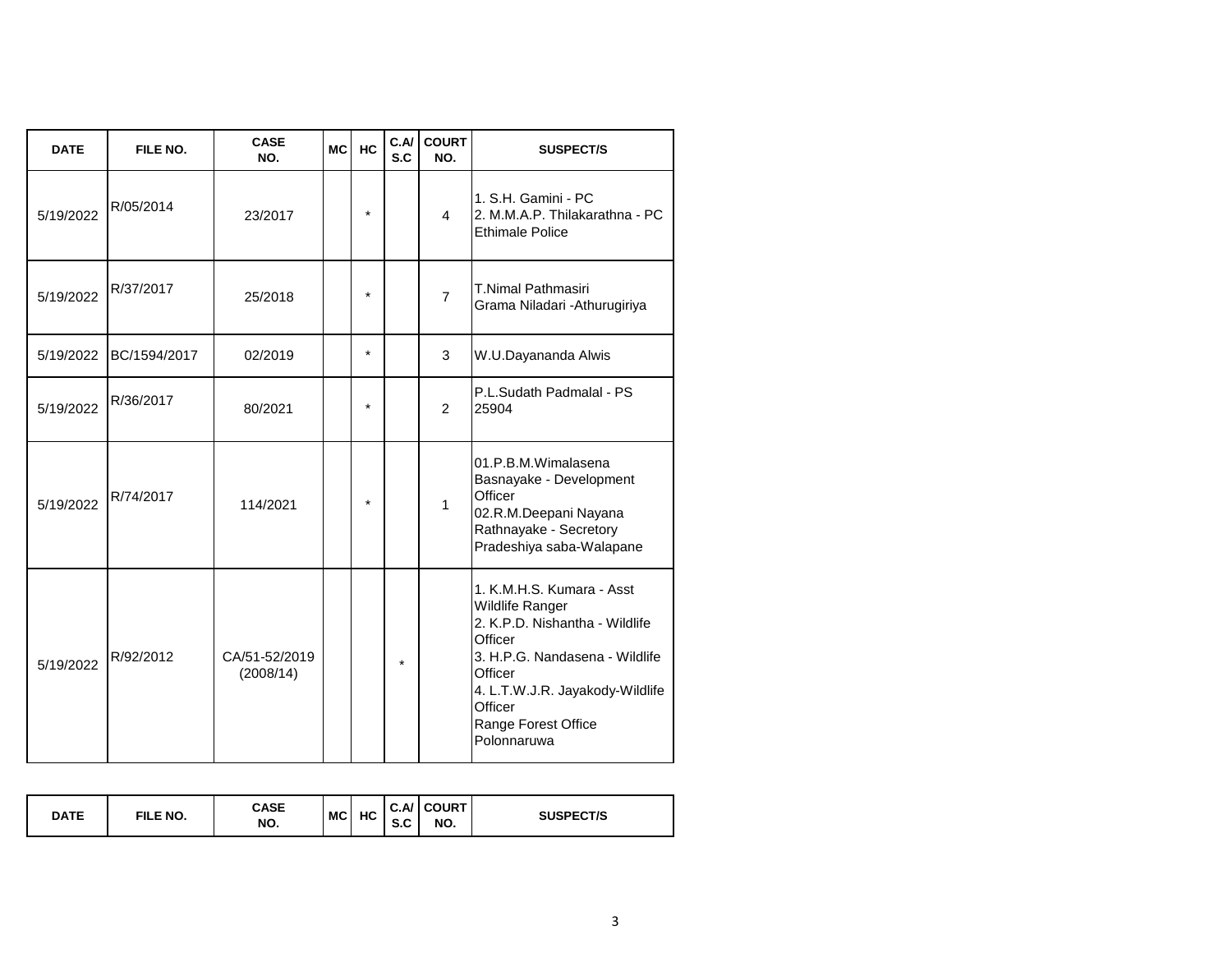| DATE | FILE NO. | CASE NO. | MC | HC | C.A/ S.C | COURT NO. | SUSPECT/S |
|---|---|---|---|---|---|---|---|
| 5/19/2022 | R/05/2014 | 23/2017 | | * | | 4 | 1. S.H. Gamini - PC<br>2. M.M.A.P. Thilakarathna - PC<br>Ethimale Police |
| 5/19/2022 | R/37/2017 | 25/2018 | | * | | 7 | T.Nimal Pathmasiri<br>Grama Niladari -Athurugiriya |
| 5/19/2022 | BC/1594/2017 | 02/2019 | | * | | 3 | W.U.Dayananda Alwis |
| 5/19/2022 | R/36/2017 | 80/2021 | | * | | 2 | P.L.Sudath Padmalal - PS 25904 |
| 5/19/2022 | R/74/2017 | 114/2021 | | * | | 1 | 01.P.B.M.Wimalasena Basnayake - Development Officer<br>02.R.M.Deepani Nayana Rathnayake - Secretory Pradeshiya saba-Walapane |
| 5/19/2022 | R/92/2012 | CA/51-52/2019 (2008/14) | | | * | | 1. K.M.H.S. Kumara - Asst Wildlife Ranger<br>2. K.P.D. Nishantha - Wildlife Officer<br>3. H.P.G. Nandasena - Wildlife Officer<br>4. L.T.W.J.R. Jayakody-Wildlife Officer<br>Range Forest Office Polonnaruwa |

| DATE | FILE NO. | CASE NO. | MC | HC | C.A/ S.C | COURT NO. | SUSPECT/S |
|---|---|---|---|---|---|---|---|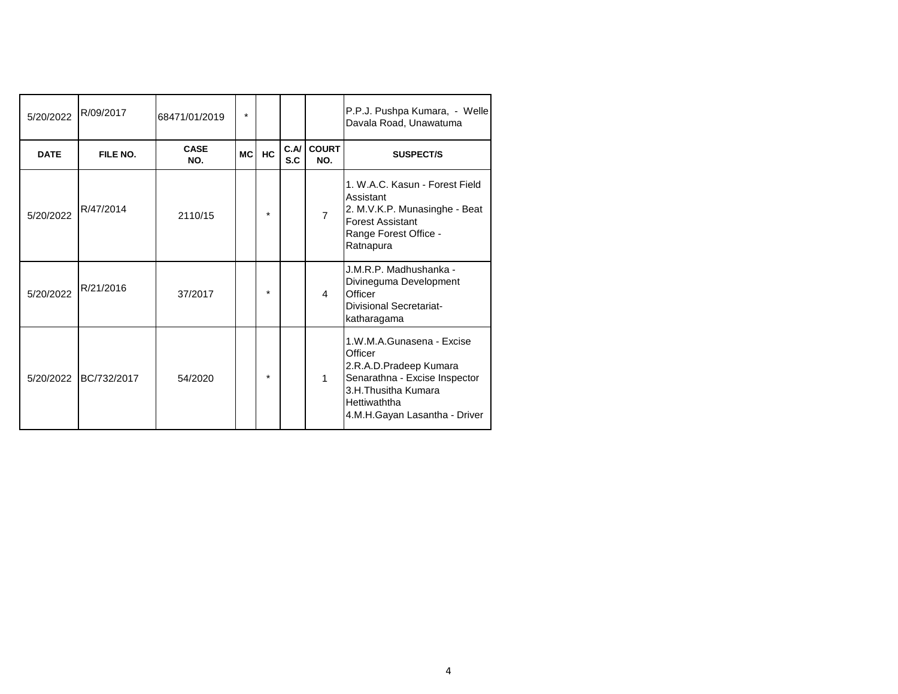| | | | | | | | |
|---|---|---|---|---|---|---|---|
| 5/20/2022 | R/09/2017 | 68471/01/2019 | * | | | | P.P.J. Pushpa Kumara, - Welle Davala Road, Unawatuma |
| **DATE** | **FILE NO.** | **CASE NO.** | **MC** | **HC** | **C.A/ S.C** | **COURT NO.** | **SUSPECT/S** |
| 5/20/2022 | R/47/2014 | 2110/15 | | * | | 7 | 1. W.A.C. Kasun - Forest Field Assistant<br>2. M.V.K.P. Munasinghe - Beat Forest Assistant<br>Range Forest Office - Ratnapura |
| 5/20/2022 | R/21/2016 | 37/2017 | | * | | 4 | J.M.R.P. Madhushanka - Divineguma Development Officer<br>Divisional Secretariat- katharagama |
| 5/20/2022 | BC/732/2017 | 54/2020 | | * | | 1 | 1.W.M.A.Gunasena - Excise Officer<br>2.R.A.D.Pradeep Kumara Senarathna - Excise Inspector<br>3.H.Thusitha Kumara Hettiwaththa<br>4.M.H.Gayan Lasantha - Driver |